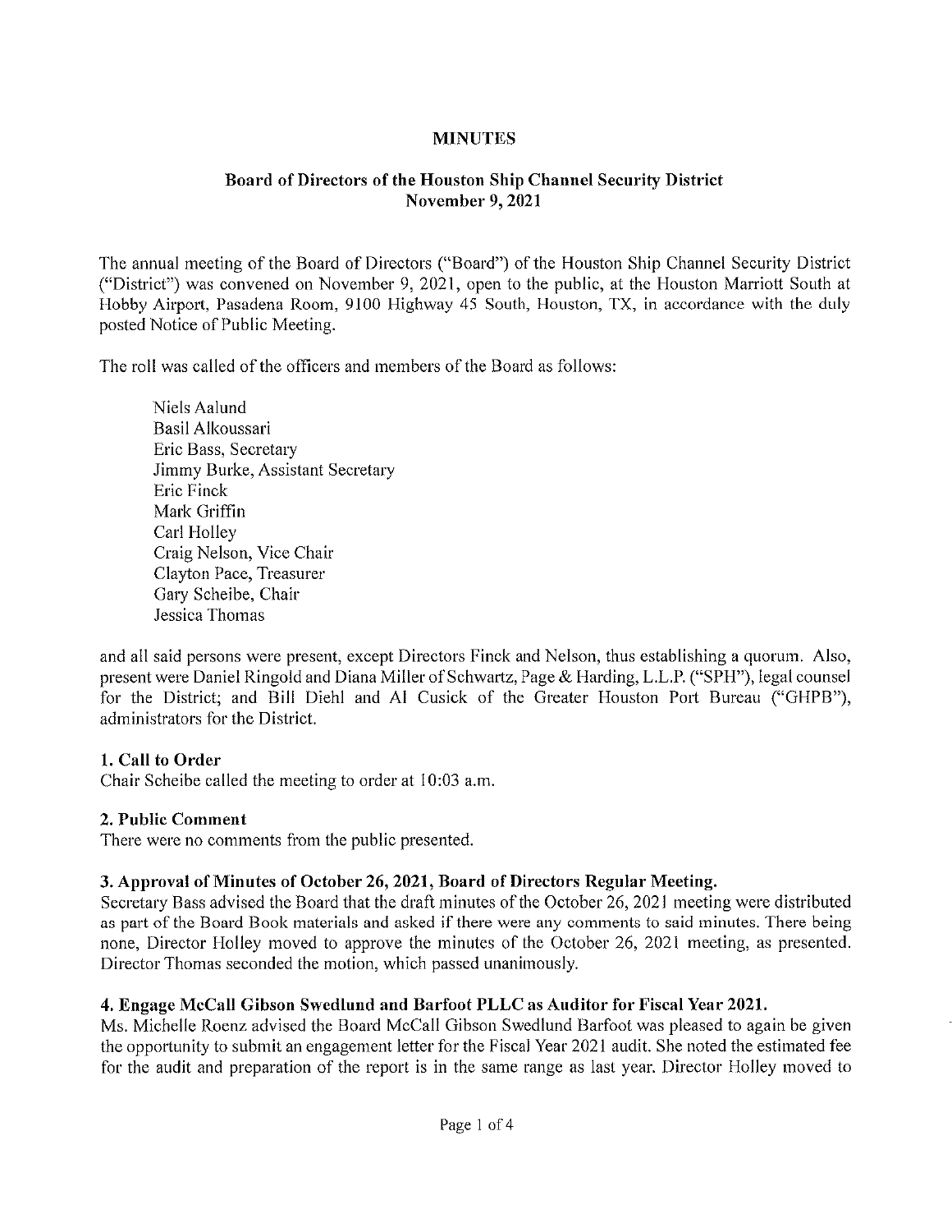# MINUTES

## Board of Directors of the Houston Ship Channel Security District
## November 9, 2021

The annual meeting of the Board of Directors ("Board") of the Houston Ship Channel Security District ("District") was convened on November 9, 2021, open to the public, at the Houston Marriott South at Hobby Airport, Pasadena Room, 9100 Highway 45 South, Houston, TX, in accordance with the duly posted Notice of Public Meeting.

The roll was called of the officers and members of the Board as follows:

Niels Aalund
Basil Alkoussari
Eric Bass, Secretary
Jimmy Burke, Assistant Secretary
Eric Finck
Mark Griffin
Carl Holley
Craig Nelson, Vice Chair
Clayton Pace, Treasurer
Gary Scheibe, Chair
Jessica Thomas

and all said persons were present, except Directors Finck and Nelson, thus establishing a quorum. Also, present were Daniel Ringold and Diana Miller of Schwartz, Page & Harding, L.L.P. ("SPH"), legal counsel for the District; and Bill Diehl and Al Cusick of the Greater Houston Port Bureau ("GHPB"), administrators for the District.

### 1. Call to Order

Chair Scheibe called the meeting to order at 10:03 a.m.

### 2. Public Comment

There were no comments from the public presented.

### 3. Approval of Minutes of October 26, 2021, Board of Directors Regular Meeting.

Secretary Bass advised the Board that the draft minutes of the October 26, 2021 meeting were distributed as part of the Board Book materials and asked if there were any comments to said minutes. There being none, Director Holley moved to approve the minutes of the October 26, 2021 meeting, as presented. Director Thomas seconded the motion, which passed unanimously.

### 4. Engage McCall Gibson Swedlund and Barfoot PLLC as Auditor for Fiscal Year 2021.

Ms. Michelle Roenz advised the Board McCall Gibson Swedlund Barfoot was pleased to again be given the opportunity to submit an engagement letter for the Fiscal Year 2021 audit. She noted the estimated fee for the audit and preparation of the report is in the same range as last year. Director Holley moved to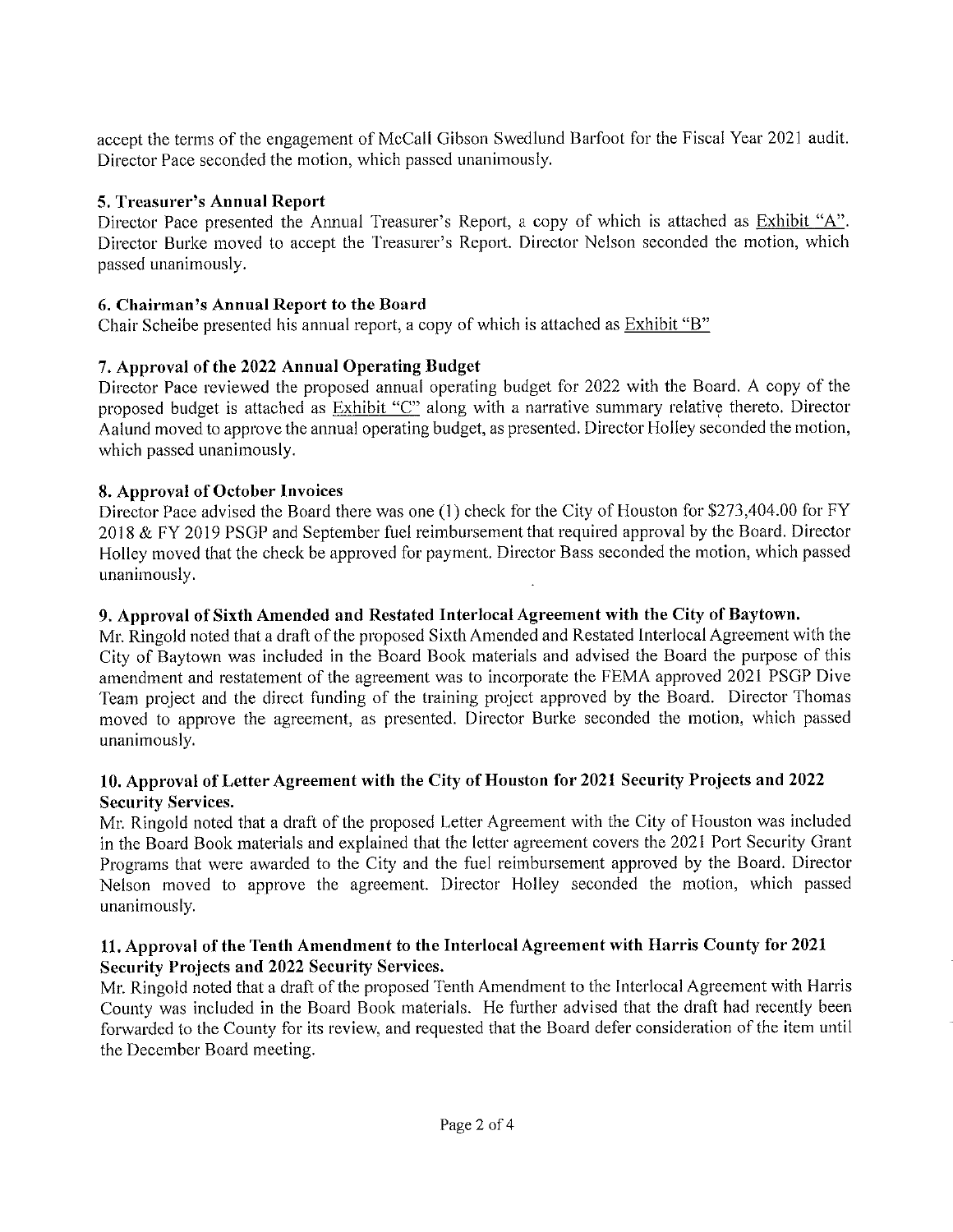accept the terms of the engagement of McCall Gibson Swedlund Barfoot for the Fiscal Year 2021 audit. Director Pace seconded the motion, which passed unanimously.

**5. Treasurer's Annual Report**

Director Pace presented the Annual Treasurer's Report, a copy of which is attached as Exhibit "A". Director Burke moved to accept the Treasurer's Report. Director Nelson seconded the motion, which passed unanimously.

**6. Chairman's Annual Report to the Board**

Chair Scheibe presented his annual report, a copy of which is attached as Exhibit "B"

**7. Approval of the 2022 Annual Operating Budget**

Director Pace reviewed the proposed annual operating budget for 2022 with the Board. A copy of the proposed budget is attached as Exhibit "C" along with a narrative summary relative thereto. Director Aalund moved to approve the annual operating budget, as presented. Director Holley seconded the motion, which passed unanimously.

**8. Approval of October Invoices**

Director Pace advised the Board there was one (1) check for the City of Houston for $273,404.00 for FY 2018 & FY 2019 PSGP and September fuel reimbursement that required approval by the Board. Director Holley moved that the check be approved for payment. Director Bass seconded the motion, which passed unanimously.

**9. Approval of Sixth Amended and Restated Interlocal Agreement with the City of Baytown.**

Mr. Ringold noted that a draft of the proposed Sixth Amended and Restated Interlocal Agreement with the City of Baytown was included in the Board Book materials and advised the Board the purpose of this amendment and restatement of the agreement was to incorporate the FEMA approved 2021 PSGP Dive Team project and the direct funding of the training project approved by the Board. Director Thomas moved to approve the agreement, as presented. Director Burke seconded the motion, which passed unanimously.

**10. Approval of Letter Agreement with the City of Houston for 2021 Security Projects and 2022 Security Services.**

Mr. Ringold noted that a draft of the proposed Letter Agreement with the City of Houston was included in the Board Book materials and explained that the letter agreement covers the 2021 Port Security Grant Programs that were awarded to the City and the fuel reimbursement approved by the Board. Director Nelson moved to approve the agreement. Director Holley seconded the motion, which passed unanimously.

**11. Approval of the Tenth Amendment to the Interlocal Agreement with Harris County for 2021 Security Projects and 2022 Security Services.**

Mr. Ringold noted that a draft of the proposed Tenth Amendment to the Interlocal Agreement with Harris County was included in the Board Book materials. He further advised that the draft had recently been forwarded to the County for its review, and requested that the Board defer consideration of the item until the December Board meeting.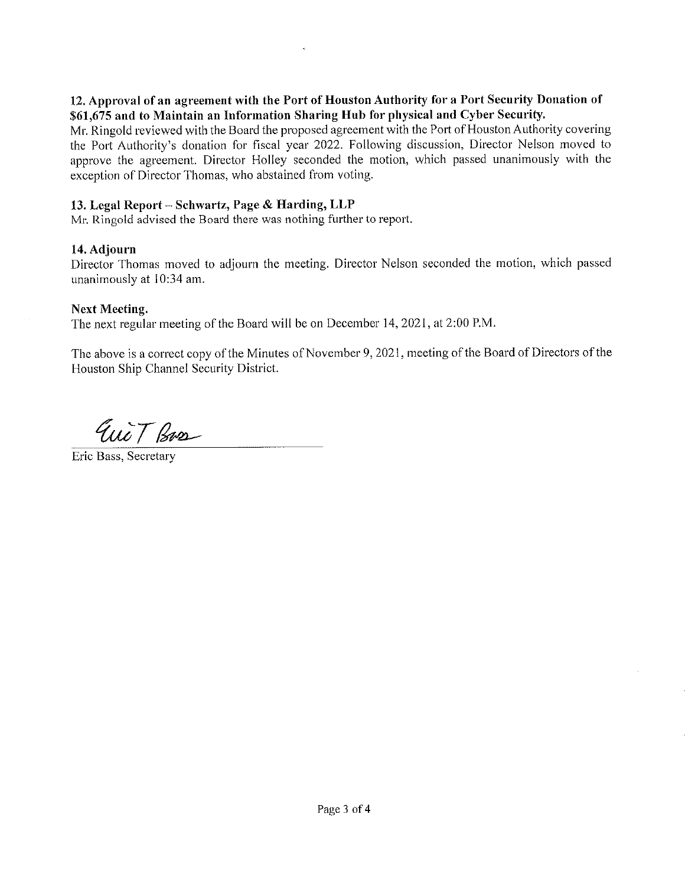**12. Approval of an agreement with the Port of Houston Authority for a Port Security Donation of $61,675 and to Maintain an Information Sharing Hub for physical and Cyber Security.**

Mr. Ringold reviewed with the Board the proposed agreement with the Port of Houston Authority covering the Port Authority's donation for fiscal year 2022. Following discussion, Director Nelson moved to approve the agreement. Director Holley seconded the motion, which passed unanimously with the exception of Director Thomas, who abstained from voting.

**13. Legal Report – Schwartz, Page & Harding, LLP**

Mr. Ringold advised the Board there was nothing further to report.

**14. Adjourn**

Director Thomas moved to adjourn the meeting. Director Nelson seconded the motion, which passed unanimously at 10:34 am.

**Next Meeting.**

The next regular meeting of the Board will be on December 14, 2021, at 2:00 P.M.

The above is a correct copy of the Minutes of November 9, 2021, meeting of the Board of Directors of the Houston Ship Channel Security District.

Eric T Bass

Eric Bass, Secretary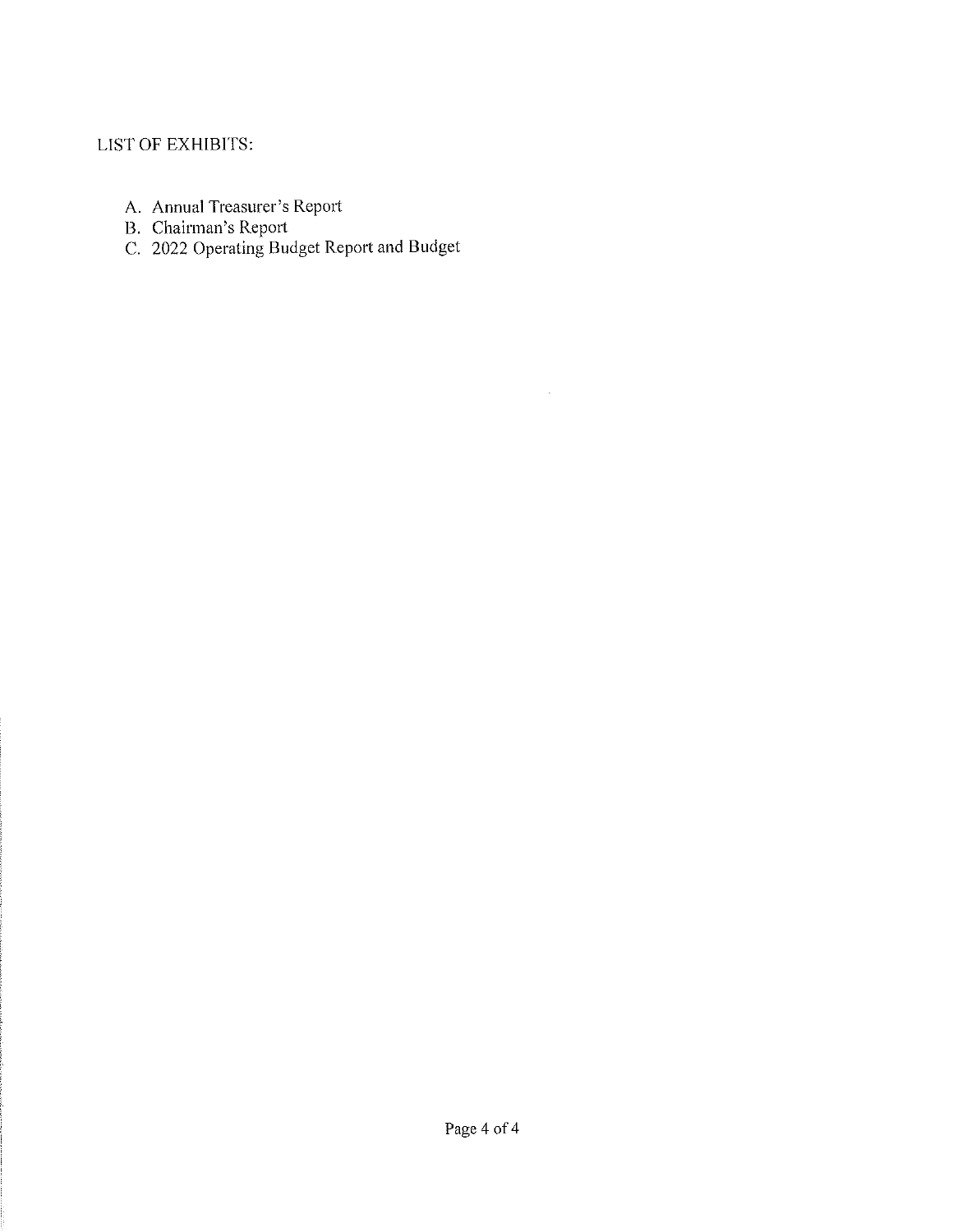LIST OF EXHIBITS:

A. Annual Treasurer's Report
B. Chairman's Report
C. 2022 Operating Budget Report and Budget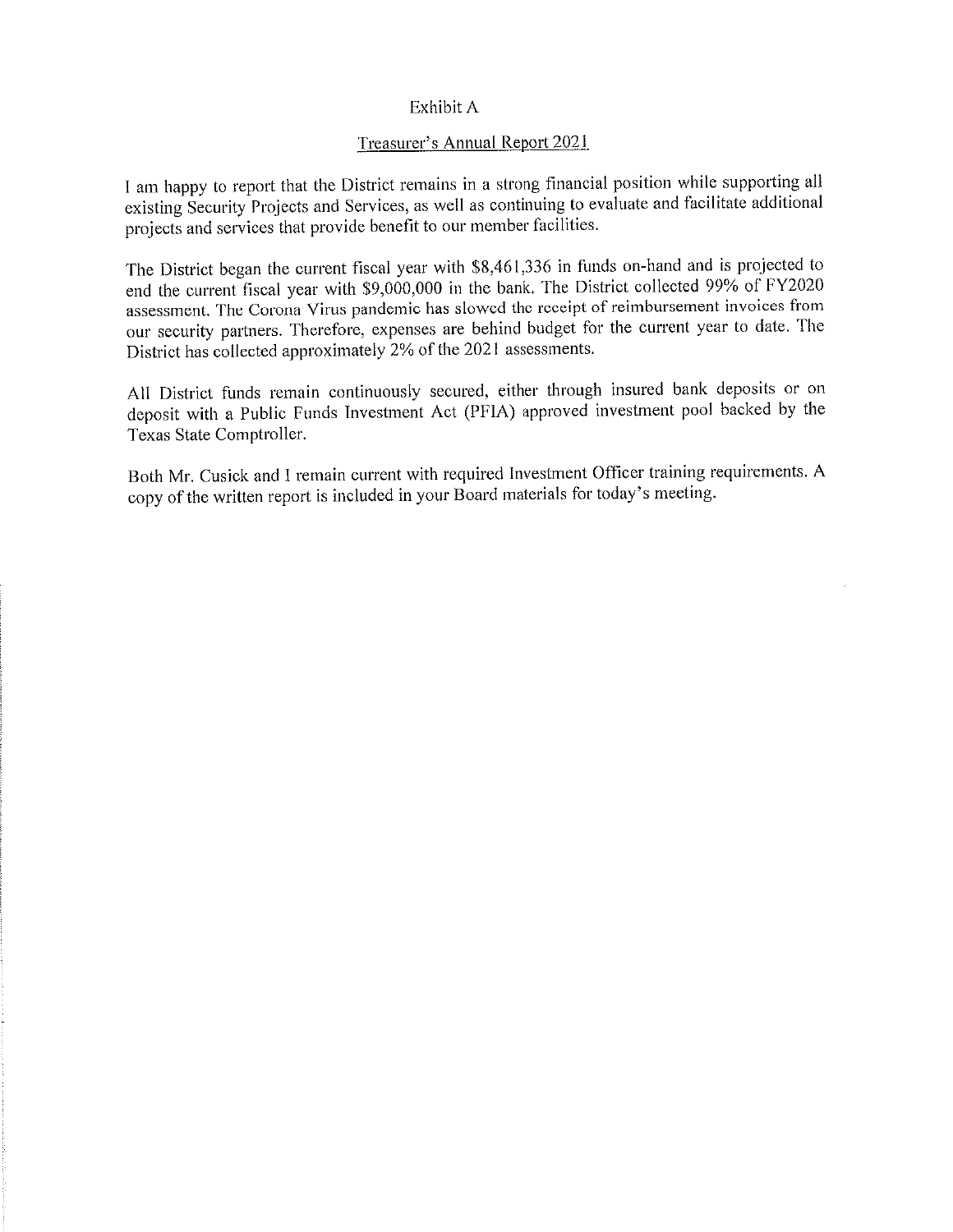# Exhibit A

## Treasurer's Annual Report 2021

I am happy to report that the District remains in a strong financial position while supporting all existing Security Projects and Services, as well as continuing to evaluate and facilitate additional projects and services that provide benefit to our member facilities.

The District began the current fiscal year with $8,461,336 in funds on-hand and is projected to end the current fiscal year with $9,000,000 in the bank. The District collected 99% of FY2020 assessment. The Corona Virus pandemic has slowed the receipt of reimbursement invoices from our security partners. Therefore, expenses are behind budget for the current year to date. The District has collected approximately 2% of the 2021 assessments.

All District funds remain continuously secured, either through insured bank deposits or on deposit with a Public Funds Investment Act (PFIA) approved investment pool backed by the Texas State Comptroller.

Both Mr. Cusick and I remain current with required Investment Officer training requirements. A copy of the written report is included in your Board materials for today's meeting.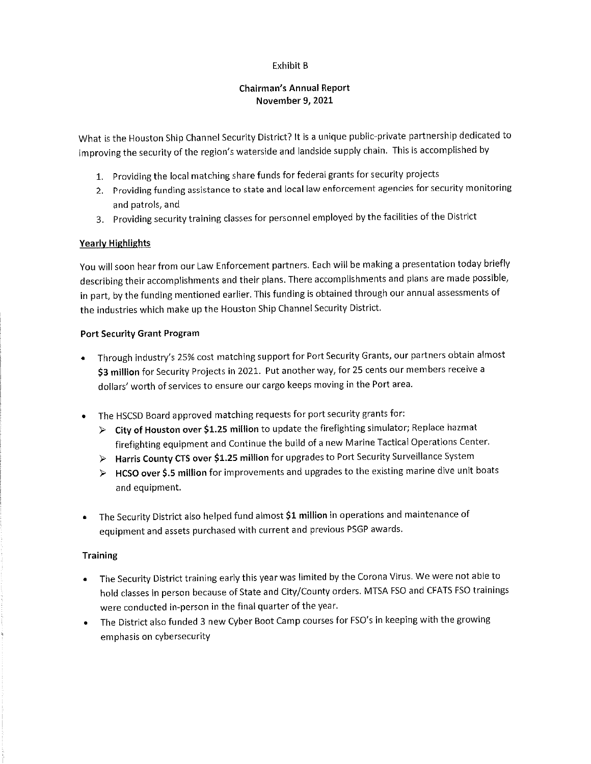Exhibit B

**Chairman's Annual Report**
**November 9, 2021**

What is the Houston Ship Channel Security District? It is a unique public-private partnership dedicated to improving the security of the region's waterside and landside supply chain. This is accomplished by

1. Providing the local matching share funds for federal grants for security projects
2. Providing funding assistance to state and local law enforcement agencies for security monitoring and patrols, and
3. Providing security training classes for personnel employed by the facilities of the District

**Yearly Highlights**

You will soon hear from our Law Enforcement partners. Each will be making a presentation today briefly describing their accomplishments and their plans. There accomplishments and plans are made possible, in part, by the funding mentioned earlier. This funding is obtained through our annual assessments of the industries which make up the Houston Ship Channel Security District.

**Port Security Grant Program**

- Through industry's 25% cost matching support for Port Security Grants, our partners obtain almost **$3 million** for Security Projects in 2021. Put another way, for 25 cents our members receive a dollars' worth of services to ensure our cargo keeps moving in the Port area.
- The HSCSD Board approved matching requests for port security grants for:
  - **City of Houston over $1.25 million** to update the firefighting simulator; Replace hazmat firefighting equipment and Continue the build of a new Marine Tactical Operations Center.
  - **Harris County CTS over $1.25 million** for upgrades to Port Security Surveillance System
  - **HCSO over $.5 million** for improvements and upgrades to the existing marine dive unit boats and equipment.
- The Security District also helped fund almost **$1 million** in operations and maintenance of equipment and assets purchased with current and previous PSGP awards.

**Training**

- The Security District training early this year was limited by the Corona Virus. We were not able to hold classes in person because of State and City/County orders. MTSA FSO and CFATS FSO trainings were conducted in-person in the final quarter of the year.
- The District also funded 3 new Cyber Boot Camp courses for FSO's in keeping with the growing emphasis on cybersecurity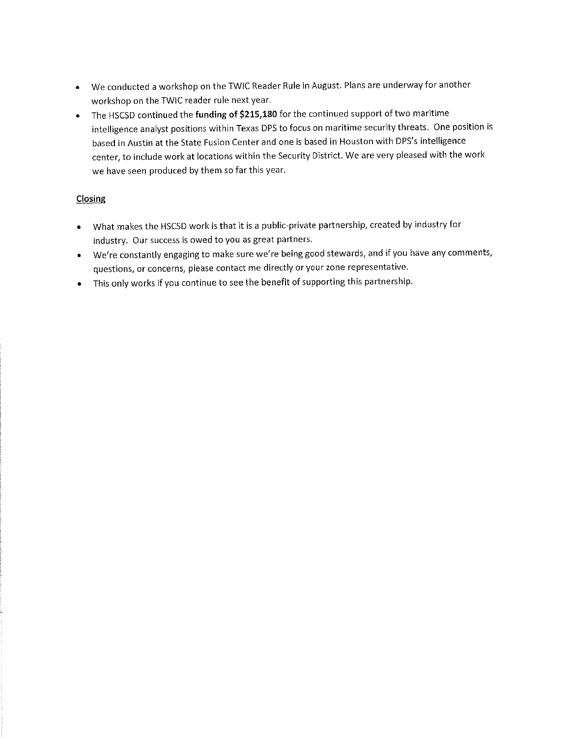- We conducted a workshop on the TWIC Reader Rule in August. Plans are underway for another workshop on the TWIC reader rule next year.
- The HSCSD continued the **funding of $215,180** for the continued support of two maritime intelligence analyst positions within Texas DPS to focus on maritime security threats. One position is based in Austin at the State Fusion Center and one is based in Houston with DPS's intelligence center, to include work at locations within the Security District. We are very pleased with the work we have seen produced by them so far this year.

<u>Closing</u>

- What makes the HSCSD work is that it is a public-private partnership, created by industry for industry. Our success is owed to you as great partners.
- We're constantly engaging to make sure we're being good stewards, and if you have any comments, questions, or concerns, please contact me directly or your zone representative.
- This only works if you continue to see the benefit of supporting this partnership.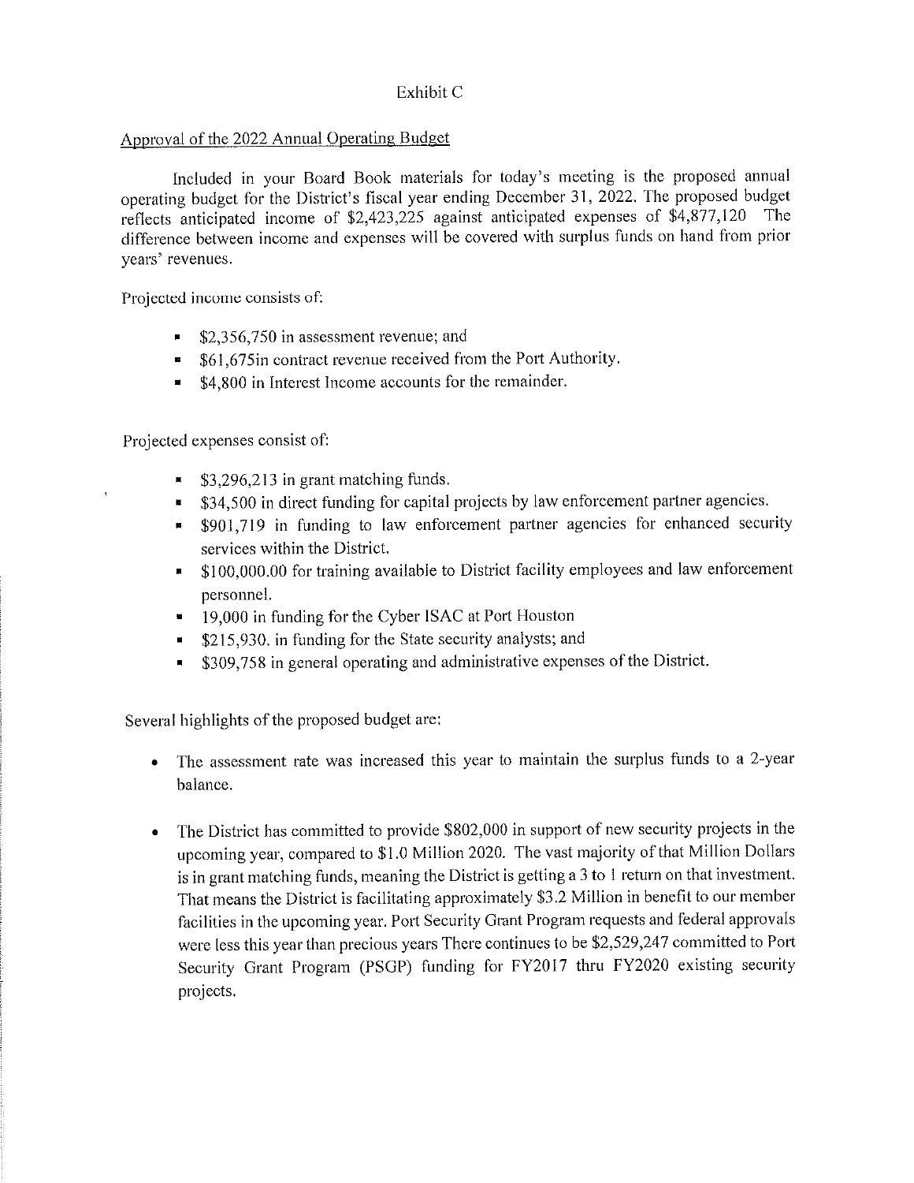Exhibit C

Approval of the 2022 Annual Operating Budget

Included in your Board Book materials for today's meeting is the proposed annual operating budget for the District's fiscal year ending December 31, 2022. The proposed budget reflects anticipated income of $2,423,225 against anticipated expenses of $4,877,120 The difference between income and expenses will be covered with surplus funds on hand from prior years' revenues.

Projected income consists of:

- $2,356,750 in assessment revenue; and
- $61,675in contract revenue received from the Port Authority.
- $4,800 in Interest Income accounts for the remainder.

Projected expenses consist of:

- $3,296,213 in grant matching funds.
- $34,500 in direct funding for capital projects by law enforcement partner agencies.
- $901,719 in funding to law enforcement partner agencies for enhanced security services within the District.
- $100,000.00 for training available to District facility employees and law enforcement personnel.
- 19,000 in funding for the Cyber ISAC at Port Houston
- $215,930. in funding for the State security analysts; and
- $309,758 in general operating and administrative expenses of the District.

Several highlights of the proposed budget are:

- The assessment rate was increased this year to maintain the surplus funds to a 2-year balance.

- The District has committed to provide $802,000 in support of new security projects in the upcoming year, compared to $1.0 Million 2020. The vast majority of that Million Dollars is in grant matching funds, meaning the District is getting a 3 to 1 return on that investment. That means the District is facilitating approximately $3.2 Million in benefit to our member facilities in the upcoming year. Port Security Grant Program requests and federal approvals were less this year than precious years There continues to be $2,529,247 committed to Port Security Grant Program (PSGP) funding for FY2017 thru FY2020 existing security projects.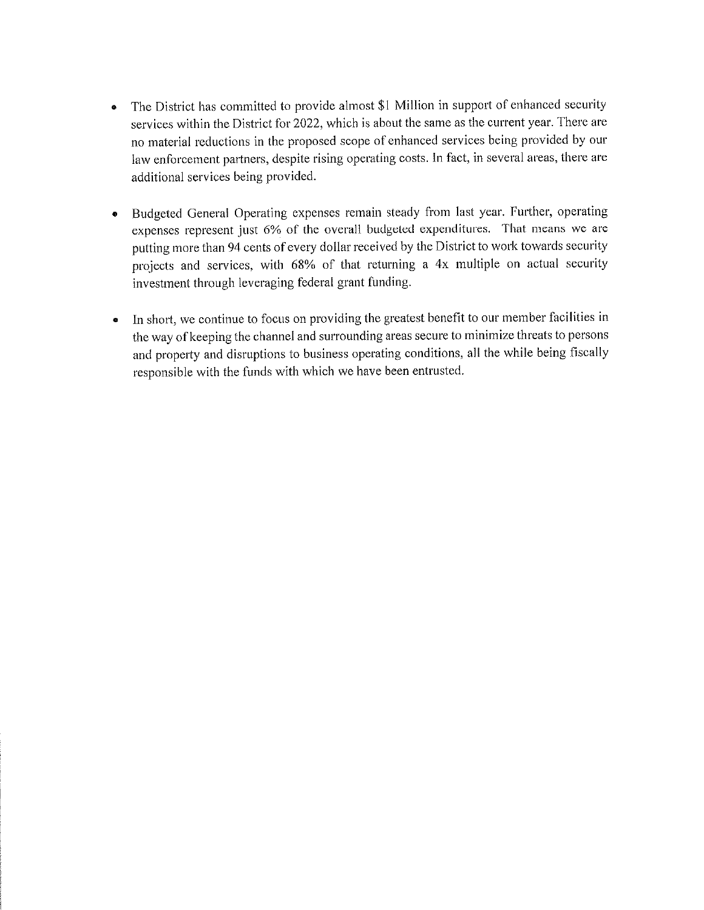- The District has committed to provide almost $1 Million in support of enhanced security services within the District for 2022, which is about the same as the current year. There are no material reductions in the proposed scope of enhanced services being provided by our law enforcement partners, despite rising operating costs. In fact, in several areas, there are additional services being provided.

- Budgeted General Operating expenses remain steady from last year. Further, operating expenses represent just 6% of the overall budgeted expenditures. That means we are putting more than 94 cents of every dollar received by the District to work towards security projects and services, with 68% of that returning a 4x multiple on actual security investment through leveraging federal grant funding.

- In short, we continue to focus on providing the greatest benefit to our member facilities in the way of keeping the channel and surrounding areas secure to minimize threats to persons and property and disruptions to business operating conditions, all the while being fiscally responsible with the funds with which we have been entrusted.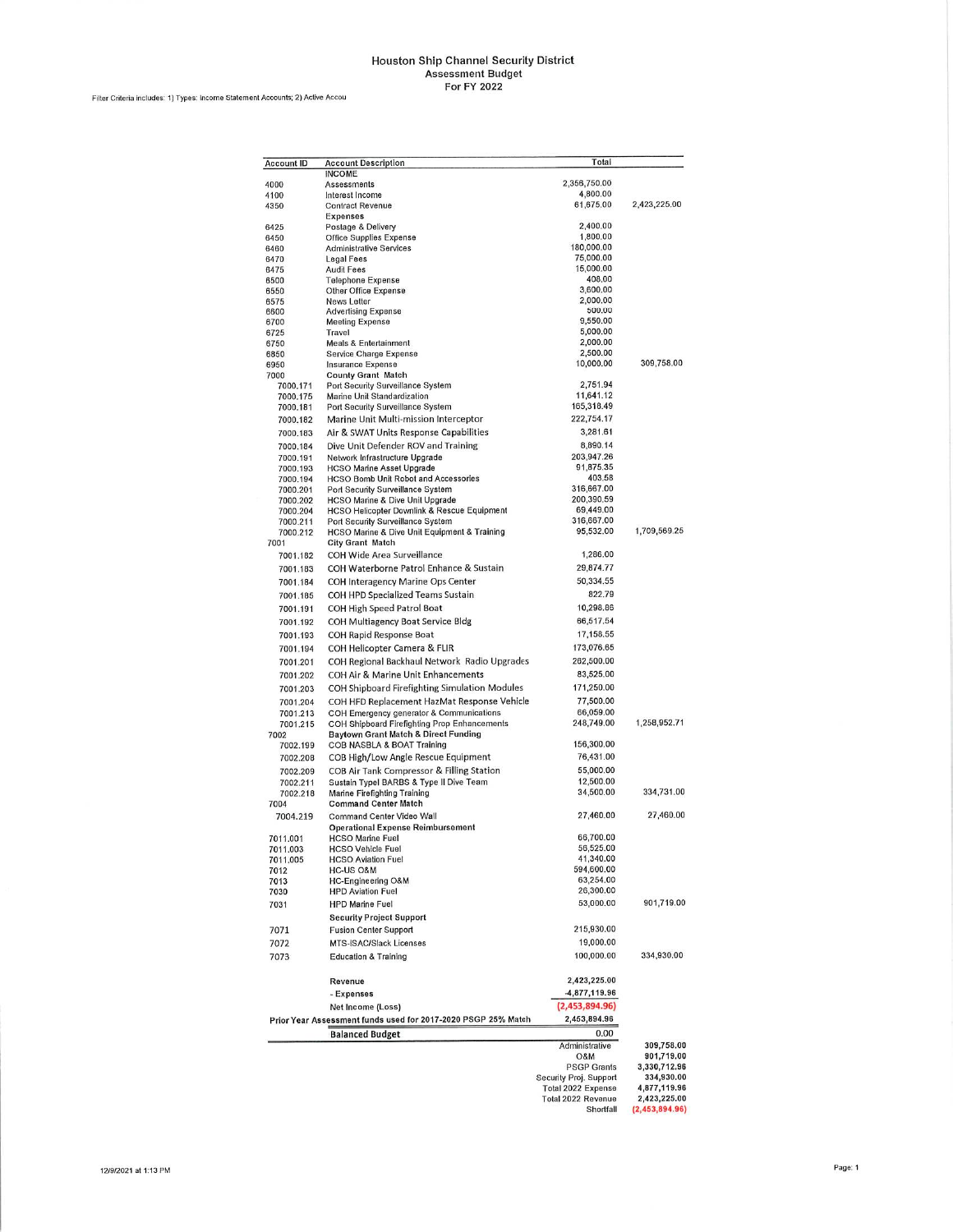# Houston Ship Channel Security District
## Assessment Budget
## For FY 2022

Filter Criteria includes: 1) Types: Income Statement Accounts; 2) Active Accou

| Account ID | Account Description | Total | |
|---|---|---|---|
| | **INCOME** | | |
| 4000 | Assessments | 2,356,750.00 | |
| 4100 | Interest Income | 4,800.00 | |
| 4350 | Contract Revenue | 61,675.00 | 2,423,225.00 |
| | **Expenses** | | |
| 6425 | Postage & Delivery | 2,400.00 | |
| 6450 | Office Supplies Expense | 1,800.00 | |
| 6460 | Administrative Services | 180,000.00 | |
| 6470 | Legal Fees | 75,000.00 | |
| 6475 | Audit Fees | 15,000.00 | |
| 6500 | Telephone Expense | 408.00 | |
| 6550 | Other Office Expense | 3,600.00 | |
| 6575 | News Letter | 2,000.00 | |
| 6600 | Advertising Expense | 500.00 | |
| 6700 | Meeting Expense | 9,550.00 | |
| 6725 | Travel | 5,000.00 | |
| 6750 | Meals & Entertainment | 2,000.00 | |
| 6850 | Service Charge Expense | 2,500.00 | |
| 6950 | Insurance Expense | 10,000.00 | 309,758.00 |
| 7000 | **County Grant Match** | | |
| 7000.171 | Port Security Surveillance System | 2,751.94 | |
| 7000.175 | Marine Unit Standardization | 11,641.12 | |
| 7000.181 | Port Security Surveillance System | 165,318.49 | |
| 7000.182 | Marine Unit Multi-mission Interceptor | 222,754.17 | |
| 7000.183 | Air & SWAT Units Response Capabilities | 3,281.61 | |
| 7000.184 | Dive Unit Defender ROV and Training | 8,890.14 | |
| 7000.191 | Network Infrastructure Upgrade | 203,947.26 | |
| 7000.193 | HCSO Marine Asset Upgrade | 91,875.35 | |
| 7000.194 | HCSO Bomb Unit Robot and Accessories | 403.58 | |
| 7000.201 | Port Security Surveillance System | 316,667.00 | |
| 7000.202 | HCSO Marine & Dive Unit Upgrade | 200,390.59 | |
| 7000.204 | HCSO Helicopter Downlink & Rescue Equipment | 69,449.00 | |
| 7000.211 | Port Security Surveillance System | 316,667.00 | |
| 7000.212 | HCSO Marine & Dive Unit Equipment & Training | 95,532.00 | 1,709,569.25 |
| 7001 | **City Grant Match** | | |
| 7001.182 | COH Wide Area Surveillance | 1,286.00 | |
| 7001.183 | COH Waterborne Patrol Enhance & Sustain | 29,874.77 | |
| 7001.184 | COH Interagency Marine Ops Center | 50,334.55 | |
| 7001.185 | COH HPD Specialized Teams Sustain | 822.79 | |
| 7001.191 | COH High Speed Patrol Boat | 10,298.86 | |
| 7001.192 | COH Multiagency Boat Service Bldg | 66,517.54 | |
| 7001.193 | COH Rapid Response Boat | 17,158.55 | |
| 7001.194 | COH Helicopter Camera & FLIR | 173,076.65 | |
| 7001.201 | COH Regional Backhaul Network Radio Upgrades | 262,500.00 | |
| 7001.202 | COH Air & Marine Unit Enhancements | 83,525.00 | |
| 7001.203 | COH Shipboard Firefighting Simulation Modules | 171,250.00 | |
| 7001.204 | COH HFD Replacement HazMat Response Vehicle | 77,500.00 | |
| 7001.213 | COH Emergency generator & Communications | 66,059.00 | |
| 7001.215 | COH Shipboard Firefighting Prop Enhancements | 248,749.00 | 1,258,952.71 |
| 7002 | **Baytown Grant Match & Direct Funding** | | |
| 7002.199 | COB NASBLA & BOAT Training | 156,300.00 | |
| 7002.208 | COB High/Low Angle Rescue Equipment | 76,431.00 | |
| 7002.209 | COB Air Tank Compressor & Filling Station | 55,000.00 | |
| 7002.211 | Sustain Typel BARBS & Type II Dive Team | 12,500.00 | |
| 7002.218 | Marine Firefighting Training | 34,500.00 | 334,731.00 |
| 7004 | **Command Center Match** | | |
| 7004.219 | Command Center Video Wall | 27,460.00 | 27,460.00 |
| | **Operational Expense Reimbursement** | | |
| 7011.001 | HCSO Marine Fuel | 66,700.00 | |
| 7011.003 | HCSO Vehicle Fuel | 56,525.00 | |
| 7011.005 | HCSO Aviation Fuel | 41,340.00 | |
| 7012 | HC-US O&M | 594,600.00 | |
| 7013 | HC-Engineering O&M | 63,254.00 | |
| 7030 | HPD Aviation Fuel | 26,300.00 | |
| 7031 | HPD Marine Fuel | 53,000.00 | 901,719.00 |
| | **Security Project Support** | | |
| 7071 | Fusion Center Support | 215,930.00 | |
| 7072 | MTS-ISAC/Slack Licenses | 19,000.00 | |
| 7073 | Education & Training | 100,000.00 | 334,930.00 |
| | Revenue | 2,423,225.00 | |
| | - Expenses | -4,877,119.96 | |
| | Net Income (Loss) | (2,453,894.96) | |
| | **Prior Year Assessment funds used for 2017-2020 PSGP 25% Match** | 2,453,894.96 | |
| | **Balanced Budget** | 0.00 | |

| | |
|---|---|
| Administrative | 309,758.00 |
| O&M | 901,719.00 |
| PSGP Grants | 3,330,712.96 |
| Security Proj. Support | 334,930.00 |
| Total 2022 Expense | 4,877,119.96 |
| Total 2022 Revenue | 2,423,225.00 |
| Shortfall | (2,453,894.96) |

12/9/2021 at 1:13 PM